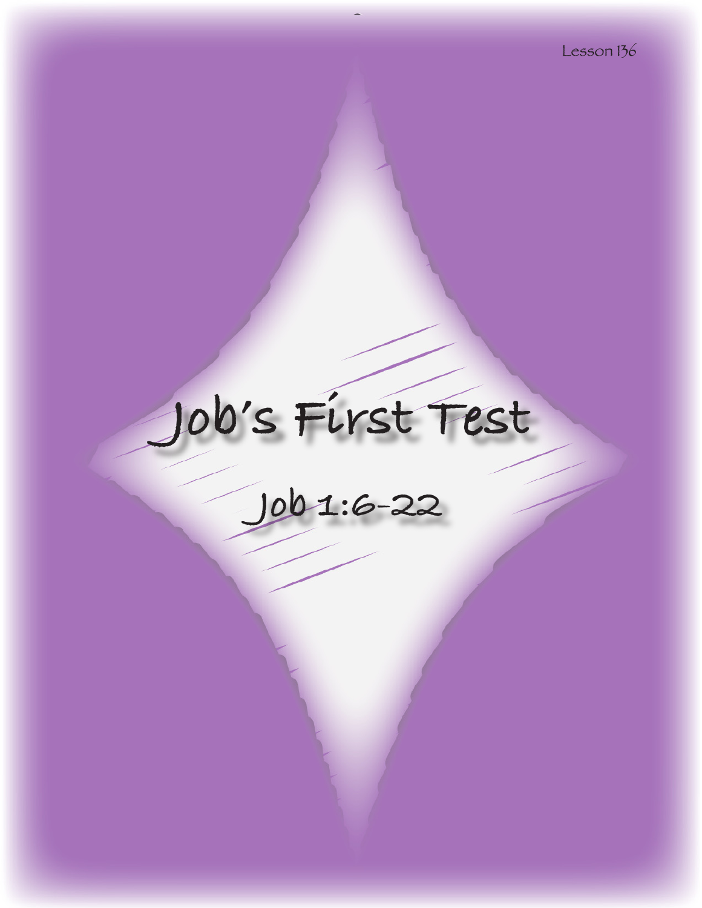Lesson 136

# Job's First Test

## Job 1:6-22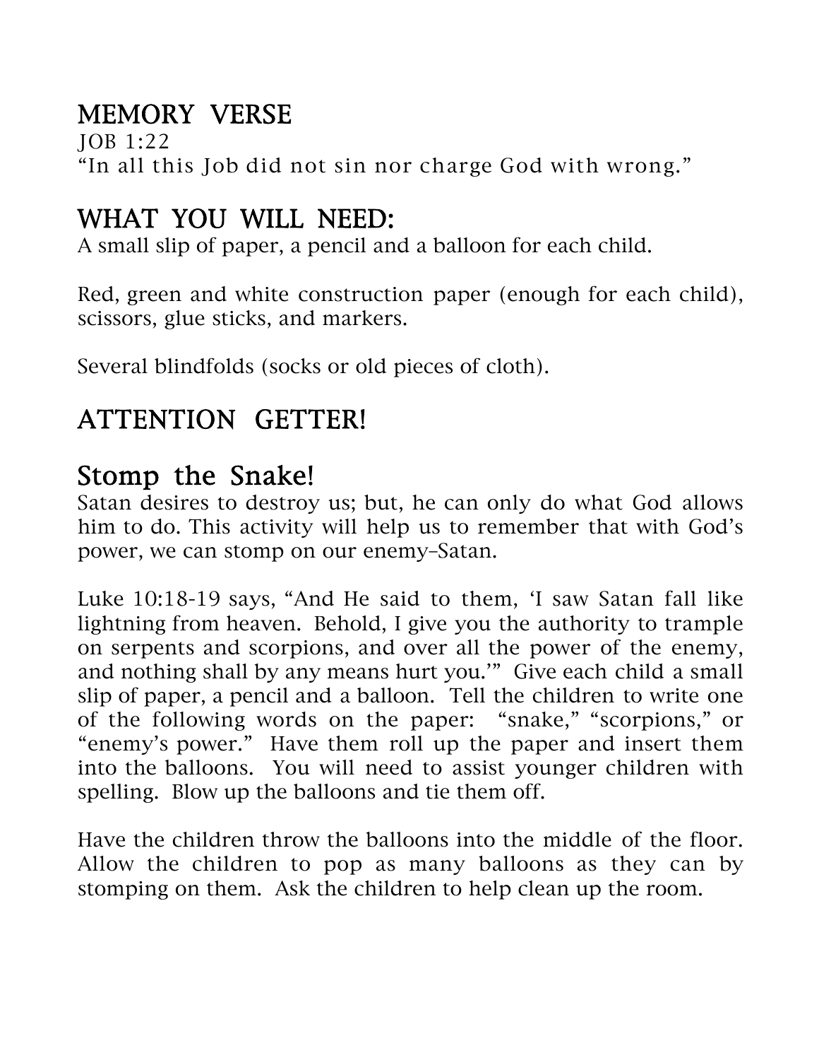## MEMORY VERSE

JOB 1:22
"In all this Job did not sin nor charge God with wrong."

## WHAT YOU WILL NEED:

A small slip of paper, a pencil and a balloon for each child.

Red, green and white construction paper (enough for each child), scissors, glue sticks, and markers.

Several blindfolds (socks or old pieces of cloth).

## ATTENTION GETTER!

## Stomp the Snake!

Satan desires to destroy us; but, he can only do what God allows him to do. This activity will help us to remember that with God's power, we can stomp on our enemy–Satan.

Luke 10:18-19 says, "And He said to them, 'I saw Satan fall like lightning from heaven. Behold, I give you the authority to trample on serpents and scorpions, and over all the power of the enemy, and nothing shall by any means hurt you.'" Give each child a small slip of paper, a pencil and a balloon. Tell the children to write one of the following words on the paper: "snake," "scorpions," or "enemy's power." Have them roll up the paper and insert them into the balloons. You will need to assist younger children with spelling. Blow up the balloons and tie them off.

Have the children throw the balloons into the middle of the floor. Allow the children to pop as many balloons as they can by stomping on them. Ask the children to help clean up the room.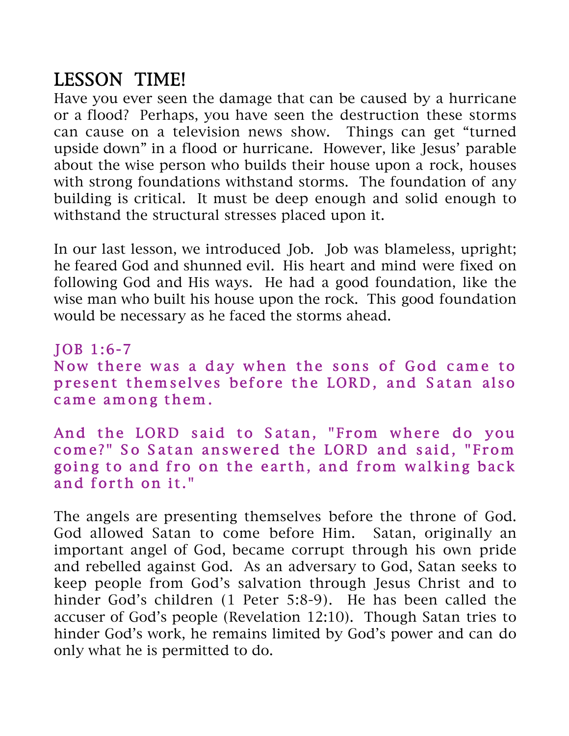## LESSON TIME!

Have you ever seen the damage that can be caused by a hurricane or a flood? Perhaps, you have seen the destruction these storms can cause on a television news show. Things can get "turned upside down" in a flood or hurricane. However, like Jesus' parable about the wise person who builds their house upon a rock, houses with strong foundations withstand storms. The foundation of any building is critical. It must be deep enough and solid enough to withstand the structural stresses placed upon it.

In our last lesson, we introduced Job. Job was blameless, upright; he feared God and shunned evil. His heart and mind were fixed on following God and His ways. He had a good foundation, like the wise man who built his house upon the rock. This good foundation would be necessary as he faced the storms ahead.

JOB 1:6-7

Now there was a day when the sons of God came to present themselves before the LORD, and Satan also came among them.

And the LORD said to Satan, "From where do you come?" So Satan answered the LORD and said, "From going to and fro on the earth, and from walking back and forth on it."

The angels are presenting themselves before the throne of God. God allowed Satan to come before Him. Satan, originally an important angel of God, became corrupt through his own pride and rebelled against God. As an adversary to God, Satan seeks to keep people from God's salvation through Jesus Christ and to hinder God's children (1 Peter 5:8-9). He has been called the accuser of God's people (Revelation 12:10). Though Satan tries to hinder God's work, he remains limited by God's power and can do only what he is permitted to do.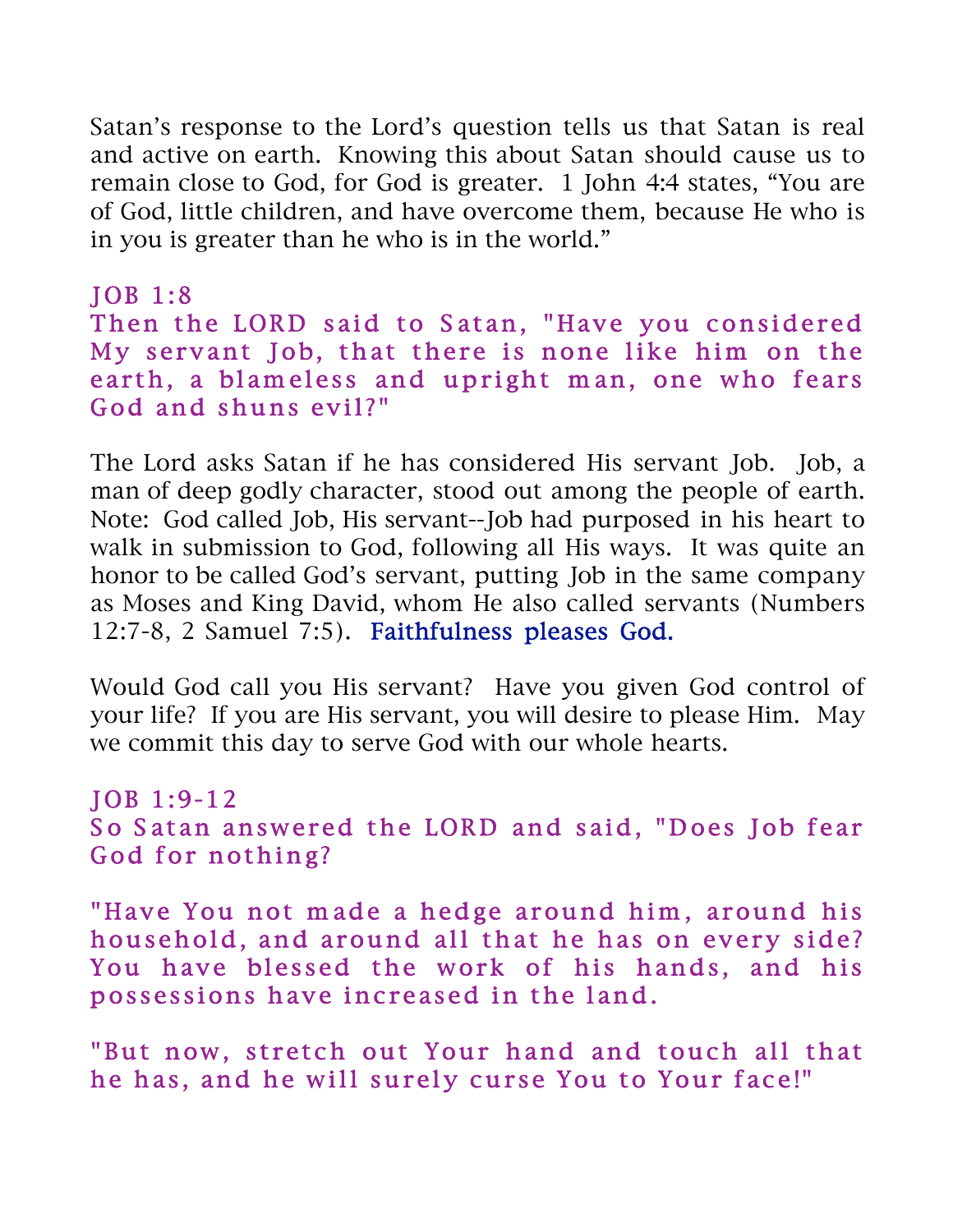Satan's response to the Lord's question tells us that Satan is real and active on earth. Knowing this about Satan should cause us to remain close to God, for God is greater. 1 John 4:4 states, "You are of God, little children, and have overcome them, because He who is in you is greater than he who is in the world."

### JOB 1:8

Then the LORD said to Satan, "Have you considered My servant Job, that there is none like him on the earth, a blameless and upright man, one who fears God and shuns evil?"

The Lord asks Satan if he has considered His servant Job. Job, a man of deep godly character, stood out among the people of earth. Note: God called Job, His servant--Job had purposed in his heart to walk in submission to God, following all His ways. It was quite an honor to be called God's servant, putting Job in the same company as Moses and King David, whom He also called servants (Numbers 12:7-8, 2 Samuel 7:5). Faithfulness pleases God.

Would God call you His servant? Have you given God control of your life? If you are His servant, you will desire to please Him. May we commit this day to serve God with our whole hearts.

### JOB 1:9-12

So Satan answered the LORD and said, "Does Job fear God for nothing?

"Have You not made a hedge around him, around his household, and around all that he has on every side? You have blessed the work of his hands, and his possessions have increased in the land.

"But now, stretch out Your hand and touch all that he has, and he will surely curse You to Your face!"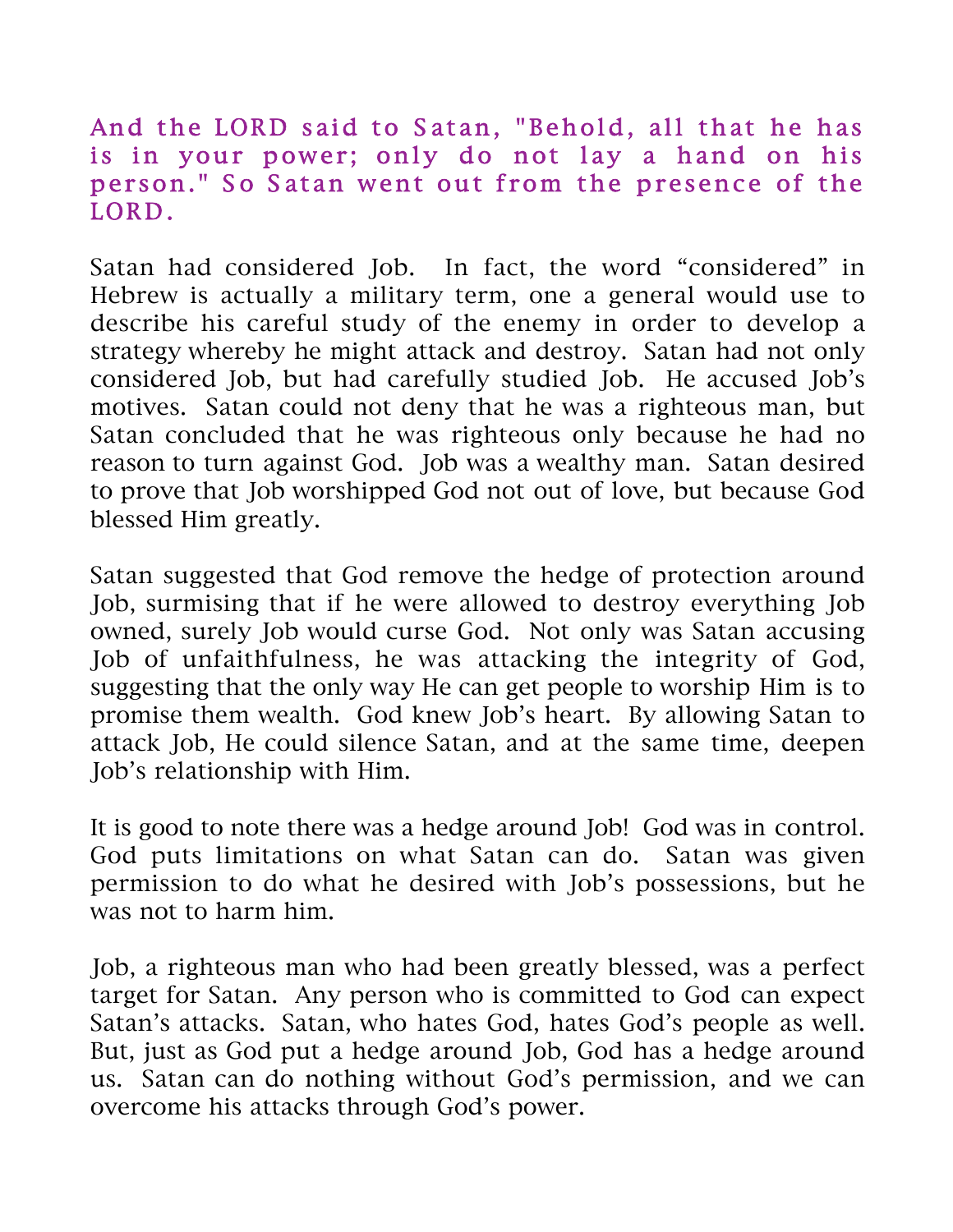**And the LORD said to Satan, "Behold, all that he has is in your power; only do not lay a hand on his person." So Satan went out from the presence of the LORD.**

Satan had considered Job. In fact, the word "considered" in Hebrew is actually a military term, one a general would use to describe his careful study of the enemy in order to develop a strategy whereby he might attack and destroy. Satan had not only considered Job, but had carefully studied Job. He accused Job's motives. Satan could not deny that he was a righteous man, but Satan concluded that he was righteous only because he had no reason to turn against God. Job was a wealthy man. Satan desired to prove that Job worshipped God not out of love, but because God blessed Him greatly.

Satan suggested that God remove the hedge of protection around Job, surmising that if he were allowed to destroy everything Job owned, surely Job would curse God. Not only was Satan accusing Job of unfaithfulness, he was attacking the integrity of God, suggesting that the only way He can get people to worship Him is to promise them wealth. God knew Job's heart. By allowing Satan to attack Job, He could silence Satan, and at the same time, deepen Job's relationship with Him.

It is good to note there was a hedge around Job! God was in control. God puts limitations on what Satan can do. Satan was given permission to do what he desired with Job's possessions, but he was not to harm him.

Job, a righteous man who had been greatly blessed, was a perfect target for Satan. Any person who is committed to God can expect Satan's attacks. Satan, who hates God, hates God's people as well. But, just as God put a hedge around Job, God has a hedge around us. Satan can do nothing without God's permission, and we can overcome his attacks through God's power.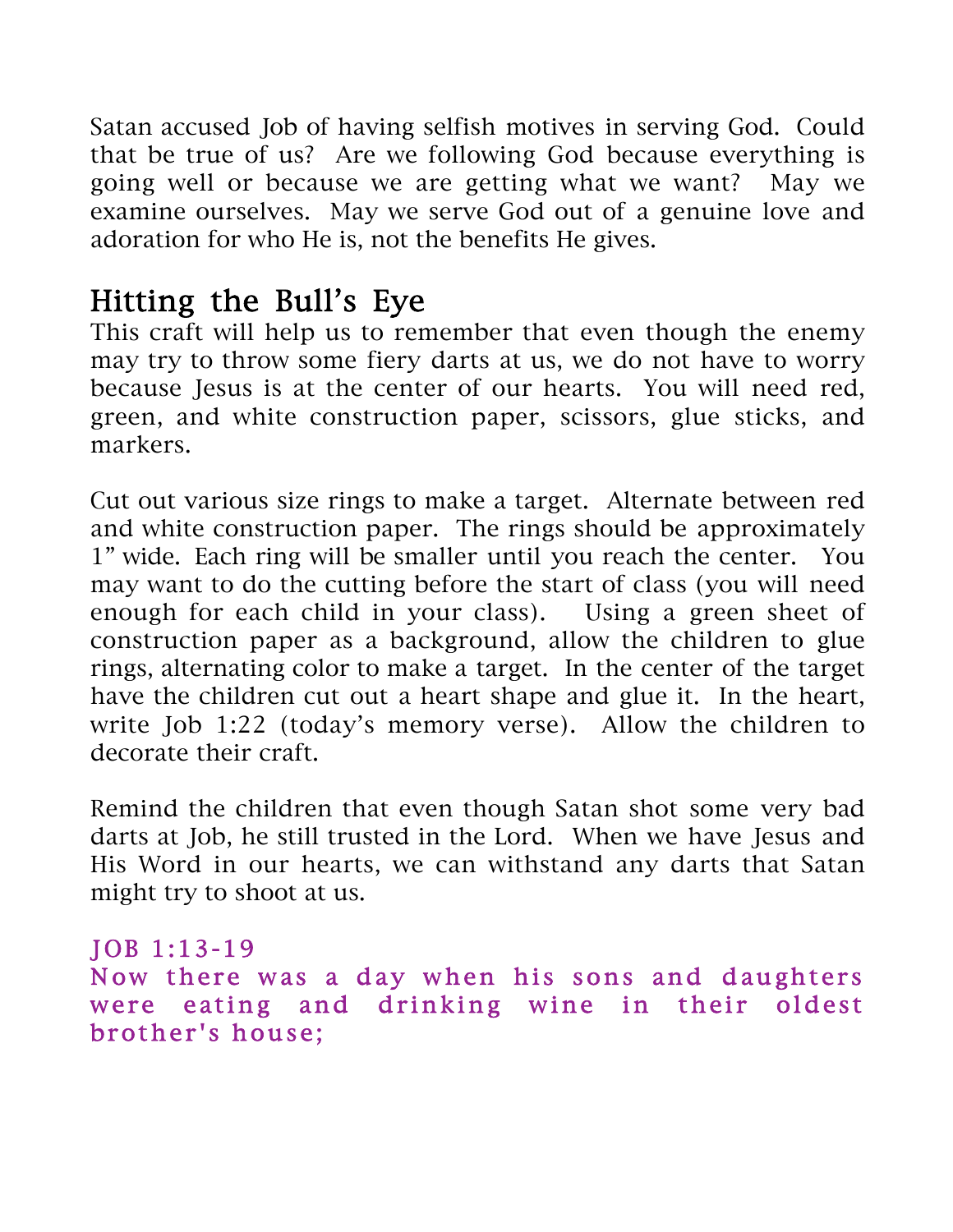Satan accused Job of having selfish motives in serving God. Could that be true of us? Are we following God because everything is going well or because we are getting what we want? May we examine ourselves. May we serve God out of a genuine love and adoration for who He is, not the benefits He gives.

## Hitting the Bull's Eye

This craft will help us to remember that even though the enemy may try to throw some fiery darts at us, we do not have to worry because Jesus is at the center of our hearts. You will need red, green, and white construction paper, scissors, glue sticks, and markers.

Cut out various size rings to make a target. Alternate between red and white construction paper. The rings should be approximately 1" wide. Each ring will be smaller until you reach the center. You may want to do the cutting before the start of class (you will need enough for each child in your class). Using a green sheet of construction paper as a background, allow the children to glue rings, alternating color to make a target. In the center of the target have the children cut out a heart shape and glue it. In the heart, write Job 1:22 (today's memory verse). Allow the children to decorate their craft.

Remind the children that even though Satan shot some very bad darts at Job, he still trusted in the Lord. When we have Jesus and His Word in our hearts, we can withstand any darts that Satan might try to shoot at us.

JOB 1:13-19
Now there was a day when his sons and daughters were eating and drinking wine in their oldest brother's house;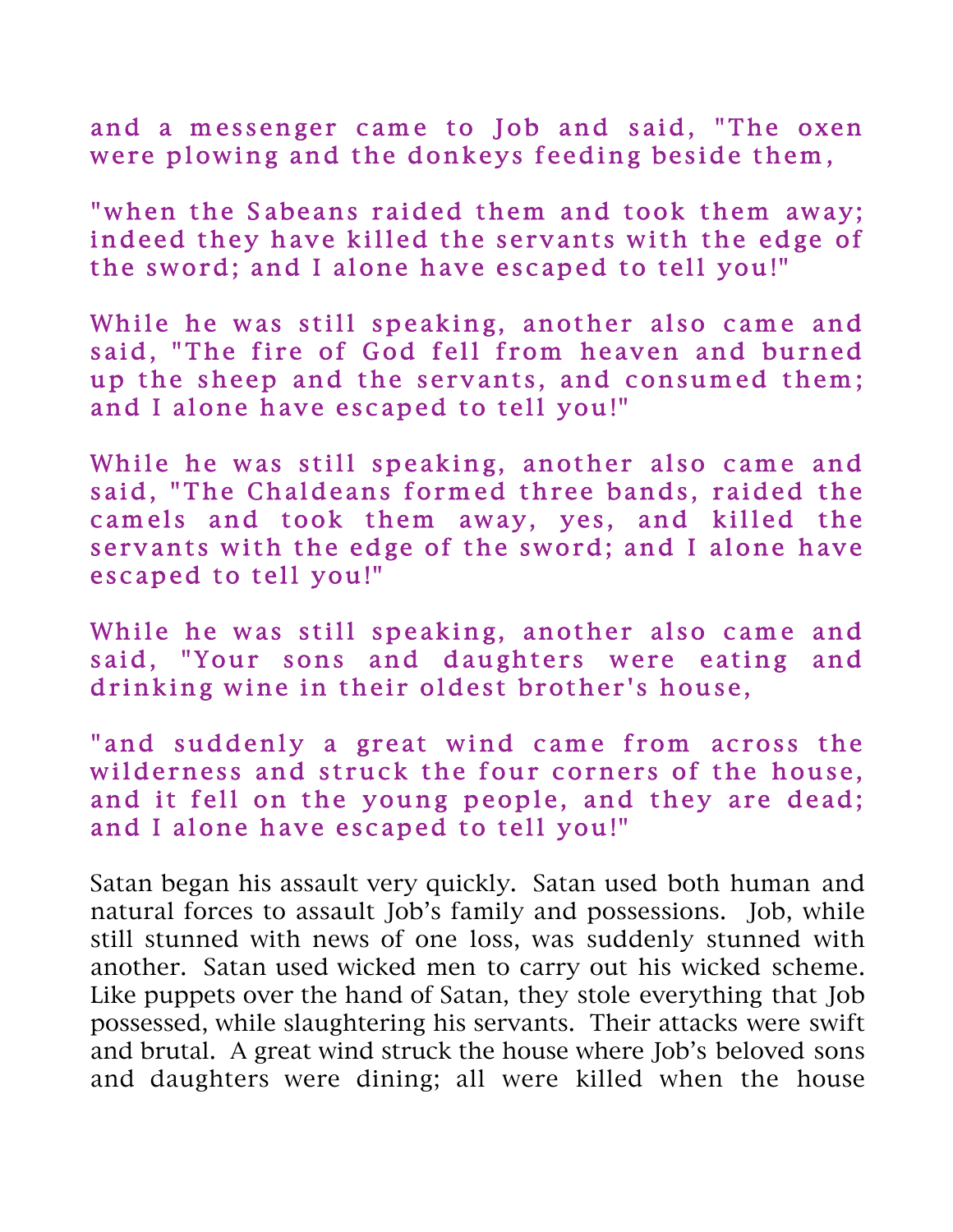and a messenger came to Job and said, "The oxen were plowing and the donkeys feeding beside them,

"when the Sabeans raided them and took them away; indeed they have killed the servants with the edge of the sword; and I alone have escaped to tell you!"

While he was still speaking, another also came and said, "The fire of God fell from heaven and burned up the sheep and the servants, and consumed them; and I alone have escaped to tell you!"

While he was still speaking, another also came and said, "The Chaldeans formed three bands, raided the camels and took them away, yes, and killed the servants with the edge of the sword; and I alone have escaped to tell you!"

While he was still speaking, another also came and said, "Your sons and daughters were eating and drinking wine in their oldest brother's house,

"and suddenly a great wind came from across the wilderness and struck the four corners of the house, and it fell on the young people, and they are dead; and I alone have escaped to tell you!"

Satan began his assault very quickly. Satan used both human and natural forces to assault Job's family and possessions. Job, while still stunned with news of one loss, was suddenly stunned with another. Satan used wicked men to carry out his wicked scheme. Like puppets over the hand of Satan, they stole everything that Job possessed, while slaughtering his servants. Their attacks were swift and brutal. A great wind struck the house where Job's beloved sons and daughters were dining; all were killed when the house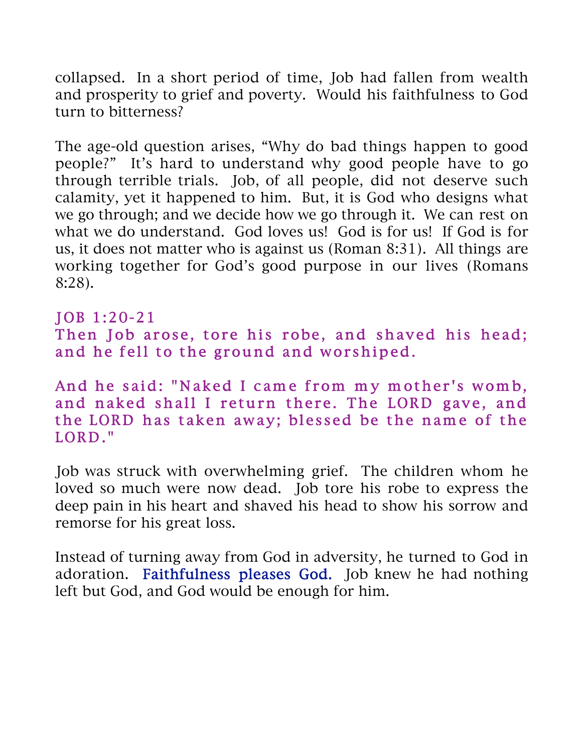collapsed. In a short period of time, Job had fallen from wealth and prosperity to grief and poverty. Would his faithfulness to God turn to bitterness?

The age-old question arises, “Why do bad things happen to good people?” It’s hard to understand why good people have to go through terrible trials. Job, of all people, did not deserve such calamity, yet it happened to him. But, it is God who designs what we go through; and we decide how we go through it. We can rest on what we do understand. God loves us! God is for us! If God is for us, it does not matter who is against us (Roman 8:31). All things are working together for God’s good purpose in our lives (Romans 8:28).

JOB 1:20-21
Then Job arose, tore his robe, and shaved his head; and he fell to the ground and worshiped.

And he said: "Naked I came from my mother's womb, and naked shall I return there. The LORD gave, and the LORD has taken away; blessed be the name of the LORD."

Job was struck with overwhelming grief. The children whom he loved so much were now dead. Job tore his robe to express the deep pain in his heart and shaved his head to show his sorrow and remorse for his great loss.

Instead of turning away from God in adversity, he turned to God in adoration. Faithfulness pleases God. Job knew he had nothing left but God, and God would be enough for him.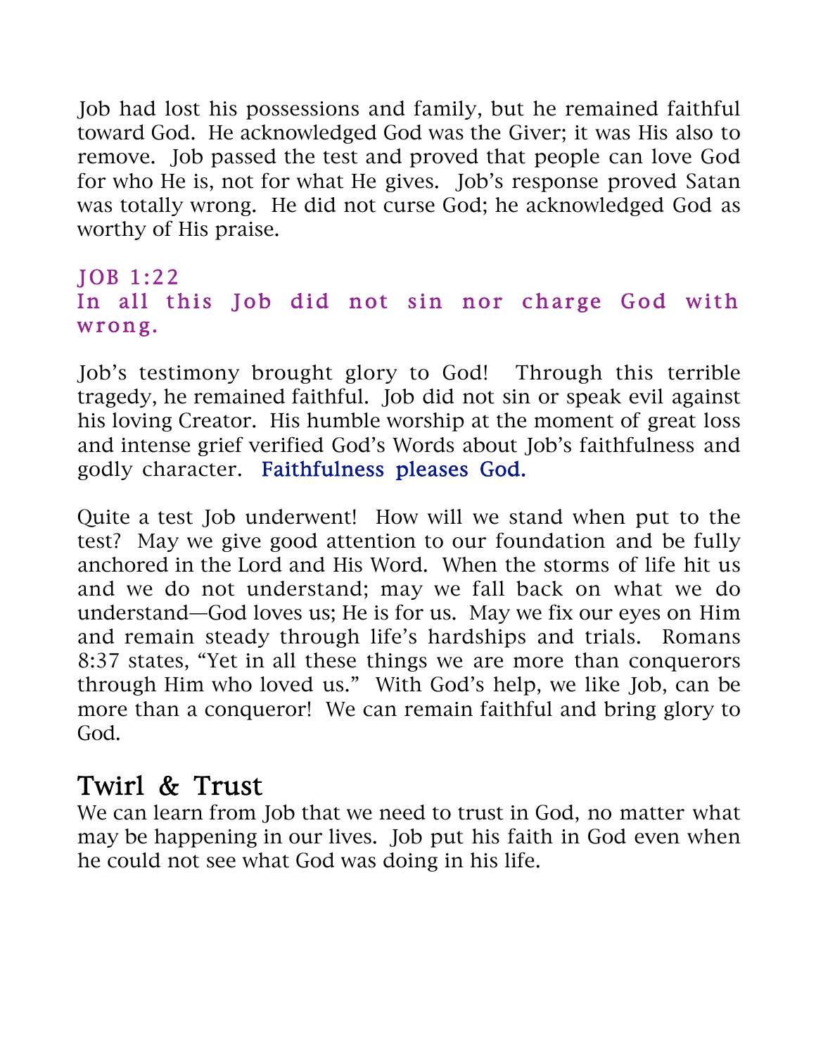Job had lost his possessions and family, but he remained faithful toward God. He acknowledged God was the Giver; it was His also to remove. Job passed the test and proved that people can love God for who He is, not for what He gives. Job's response proved Satan was totally wrong. He did not curse God; he acknowledged God as worthy of His praise.

JOB 1:22
In all this Job did not sin nor charge God with wrong.

Job's testimony brought glory to God! Through this terrible tragedy, he remained faithful. Job did not sin or speak evil against his loving Creator. His humble worship at the moment of great loss and intense grief verified God's Words about Job's faithfulness and godly character. **Faithfulness pleases God.**

Quite a test Job underwent! How will we stand when put to the test? May we give good attention to our foundation and be fully anchored in the Lord and His Word. When the storms of life hit us and we do not understand; may we fall back on what we do understand—God loves us; He is for us. May we fix our eyes on Him and remain steady through life's hardships and trials. Romans 8:37 states, "Yet in all these things we are more than conquerors through Him who loved us." With God's help, we like Job, can be more than a conqueror! We can remain faithful and bring glory to God.

## Twirl & Trust

We can learn from Job that we need to trust in God, no matter what may be happening in our lives. Job put his faith in God even when he could not see what God was doing in his life.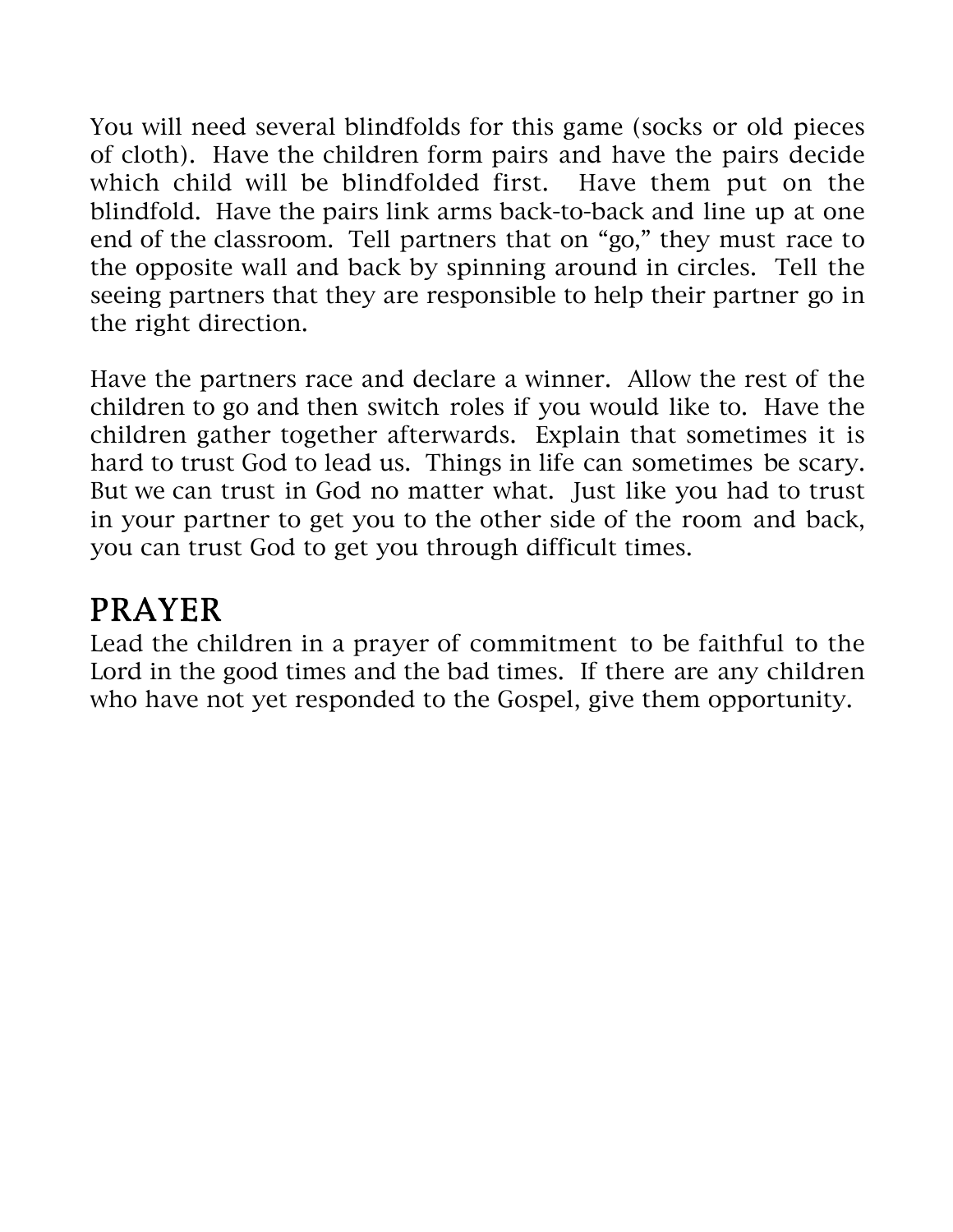You will need several blindfolds for this game (socks or old pieces of cloth). Have the children form pairs and have the pairs decide which child will be blindfolded first. Have them put on the blindfold. Have the pairs link arms back-to-back and line up at one end of the classroom. Tell partners that on "go," they must race to the opposite wall and back by spinning around in circles. Tell the seeing partners that they are responsible to help their partner go in the right direction.

Have the partners race and declare a winner. Allow the rest of the children to go and then switch roles if you would like to. Have the children gather together afterwards. Explain that sometimes it is hard to trust God to lead us. Things in life can sometimes be scary. But we can trust in God no matter what. Just like you had to trust in your partner to get you to the other side of the room and back, you can trust God to get you through difficult times.

## PRAYER

Lead the children in a prayer of commitment to be faithful to the Lord in the good times and the bad times. If there are any children who have not yet responded to the Gospel, give them opportunity.